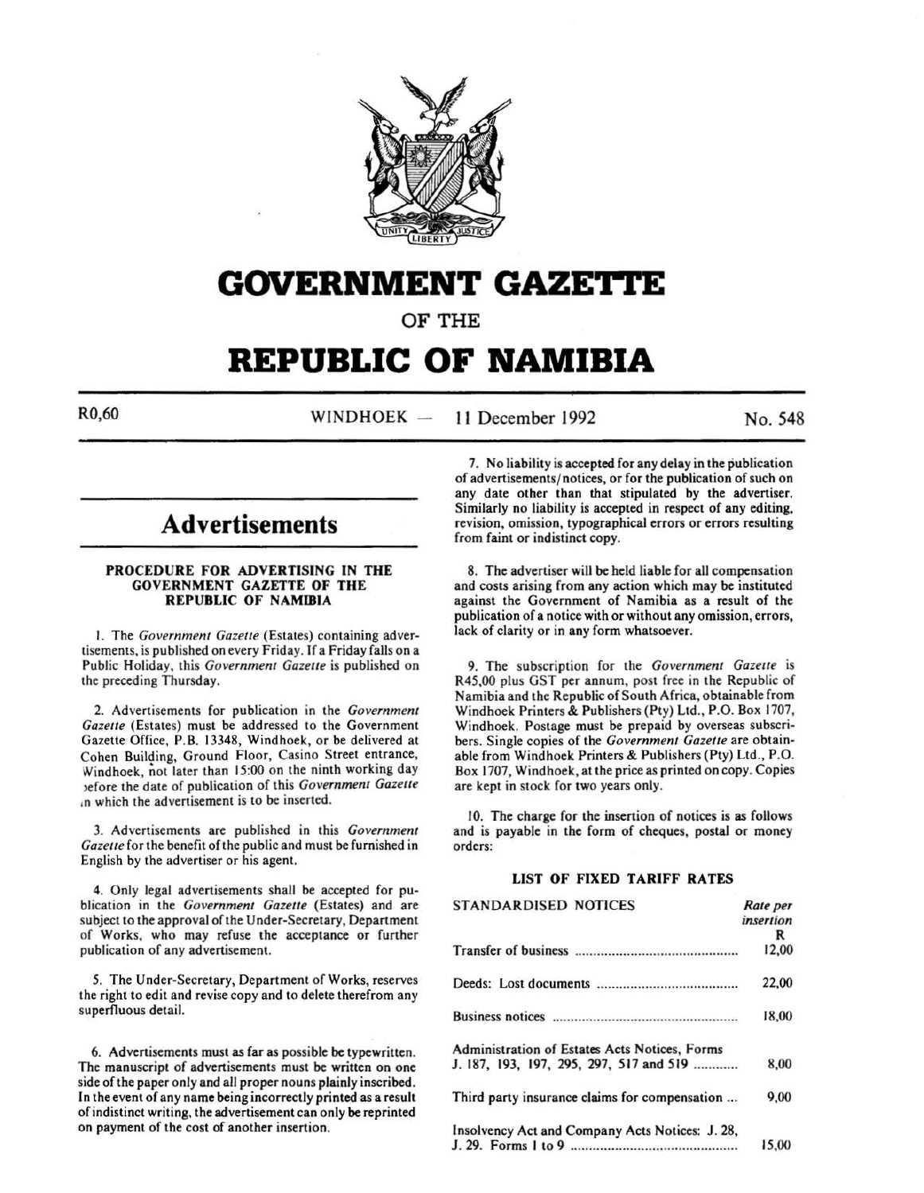# GOVERNMENT GAZETTE

OF THE

# REPUBLIC OF NAMIBIA

R0,60 WINDHOEK — 11 December 1992 No. 548

## Advertisements

### PROCEDURE FOR ADVERTISING IN THE GOVERNMENT GAZETTE OF THE REPUBLIC OF NAMIBIA

1. The *Government Gazette* (Estates) containing advertisements, is published on every Friday. If a Friday falls on a Public Holiday, this *Government Gazette* is published on the preceding Thursday.

2. Advertisements for publication in the *Government Gazette* (Estates) must be addressed to the Government Gazette Office, P.B. 13348, Windhoek, or be delivered at Cohen Building, Ground Floor, Casino Street entrance, Windhoek, not later than 15:00 on the ninth working day before the date of publication of this *Government Gazette* in which the advertisement is to be inserted.

3. Advertisements are published in this *Government Gazette* for the benefit of the public and must be furnished in English by the advertiser or his agent.

4. Only legal advertisements shall be accepted for publication in the *Government Gazette* (Estates) and are subject to the approval of the Under-Secretary, Department of Works, who may refuse the acceptance or further publication of any advertisement.

5. The Under-Secretary, Department of Works, reserves the right to edit and revise copy and to delete therefrom any superfluous detail.

6. Advertisements must as far as possible be typewritten. The manuscript of advertisements must be written on one side of the paper only and all proper nouns plainly inscribed. In the event of any name being incorrectly printed as a result of indistinct writing, the advertisement can only be reprinted on payment of the cost of another insertion.

7. No liability is accepted for any delay in the publication of advertisements/notices, or for the publication of such on any date other than that stipulated by the advertiser. Similarly no liability is accepted in respect of any editing, revision, omission, typographical errors or errors resulting from faint or indistinct copy.

8. The advertiser will be held liable for all compensation and costs arising from any action which may be instituted against the Government of Namibia as a result of the publication of a notice with or without any omission, errors, lack of clarity or in any form whatsoever.

9. The subscription for the *Government Gazette* is R45,00 plus GST per annum, post free in the Republic of Namibia and the Republic of South Africa, obtainable from Windhoek Printers & Publishers (Pty) Ltd., P.O. Box 1707, Windhoek. Postage must be prepaid by overseas subscribers. Single copies of the *Government Gazette* are obtainable from Windhoek Printers & Publishers (Pty) Ltd., P.O. Box 1707, Windhoek, at the price as printed on copy. Copies are kept in stock for two years only.

10. The charge for the insertion of notices is as follows and is payable in the form of cheques, postal or money orders:

#### LIST OF FIXED TARIFF RATES

| STANDARDISED NOTICES | *Rate per insertion* R |
|---|---|
| Transfer of business | 12,00 |
| Deeds: Lost documents | 22,00 |
| Business notices | 18,00 |
| Administration of Estates Acts Notices, Forms J. 187, 193, 197, 295, 297, 517 and 519 | 8,00 |
| Third party insurance claims for compensation | 9,00 |
| Insolvency Act and Company Acts Notices: J. 28, J. 29. Forms 1 to 9 | 15,00 |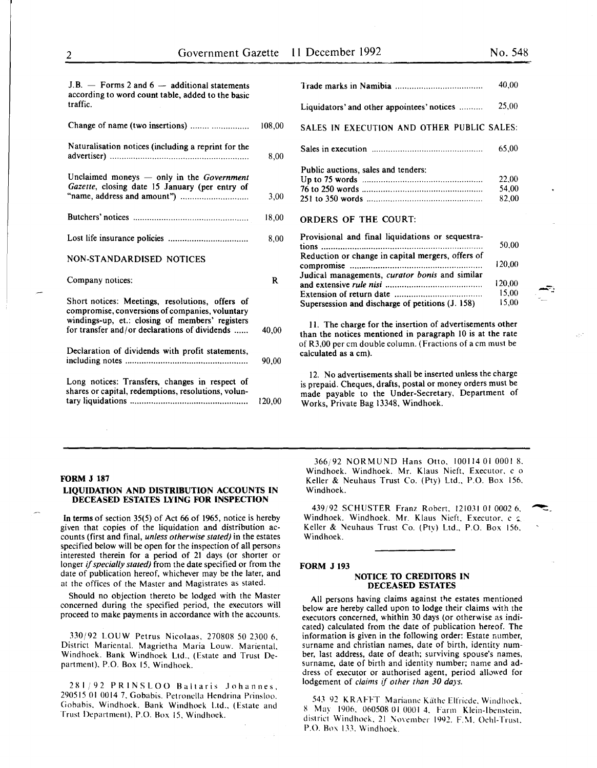| | |
|---|---|
| J.B. — Forms 2 and 6 — additional statements according to word count table, added to the basic traffic. | |
| Change of name (two insertions) | 108,00 |
| Naturalisation notices (including a reprint for the advertiser) | 8,00 |
| Unclaimed moneys — only in the *Government Gazette*, closing date 15 January (per entry of "name, address and amount") | 3,00 |
| Butchers' notices | 18,00 |
| Lost life insurance policies | 8,00 |

NON-STANDARDISED NOTICES

| | |
|---|---|
| Company notices: | R |
| Short notices: Meetings, resolutions, offers of compromise, conversions of companies, voluntary windings-up, et.: closing of members' registers for transfer and/or declarations of dividends | 40,00 |
| Declaration of dividends with profit statements, including notes | 90,00 |
| Long notices: Transfers, changes in respect of shares or capital, redemptions, resolutions, voluntary liquidations | 120,00 |
| Trade marks in Namibia | 40,00 |
| Liquidators' and other appointees' notices | 25,00 |

SALES IN EXECUTION AND OTHER PUBLIC SALES:

| | |
|---|---|
| Sales in execution | 65,00 |
| Public auctions, sales and tenders: | |
| Up to 75 words | 22,00 |
| 76 to 250 words | 54,00 |
| 251 to 350 words | 82,00 |

ORDERS OF THE COURT:

| | |
|---|---|
| Provisional and final liquidations or sequestrations | 50,00 |
| Reduction or change in capital mergers, offers of compromise | 120,00 |
| Judical managements, *curator bonis* and similar and extensive *rule nisi* | 120,00 |
| Extension of return date | 15,00 |
| Supersession and discharge of petitions (J. 158) | 15,00 |

11. The charge for the insertion of advertisements other than the notices mentioned in paragraph 10 is at the rate of R3,00 per cm double column. (Fractions of a cm must be calculated as a cm).

12. No advertisements shall be inserted unless the charge is prepaid. Cheques, drafts, postal or money orders must be made payable to the Under-Secretary, Department of Works, Private Bag 13348, Windhoek.

---

**FORM J 187**

**LIQUIDATION AND DISTRIBUTION ACCOUNTS IN DECEASED ESTATES LYING FOR INSPECTION**

In terms of section 35(5) of Act 66 of 1965, notice is hereby given that copies of the liquidation and distribution accounts (first and final, *unless otherwise stated)* in the estates specified below will be open for the inspection of all persons interested therein for a period of 21 days (or shorter or longer *if specially stated)* from the date specified or from the date of publication hereof, whichever may be the later, and at the offices of the Master and Magistrates as stated.

Should no objection thereto be lodged with the Master concerned during the specified period, the executors will proceed to make payments in accordance with the accounts.

330/92 LOUW Petrus Nicolaas, 270808 50 2300 6, District Mariental. Magrietha Maria Louw. Mariental, Windhoek. Bank Windhoek Ltd., (Estate and Trust Department), P.O. Box 15, Windhoek.

281/92 PRINSLOO Baltaris Johannes, 290515 01 0014 7, Gobabis. Petronella Hendrina Prinsloo. Gobabis, Windhoek. Bank Windhoek Ltd., (Estate and Trust Department), P.O. Box 15, Windhoek.

366/92 NORMUND Hans Otto, 100114 01 0001 8. Windhoek. Windhoek. Mr. Klaus Nieft, Executor, c/o Keller & Neuhaus Trust Co. (Pty) Ltd., P.O. Box 156, Windhoek.

439/92 SCHUSTER Franz Robert, 121031 01 0002 6, Windhoek. Windhoek. Mr. Klaus Nieft, Executor, c/o Keller & Neuhaus Trust Co. (Pty) Ltd., P.O. Box 156, Windhoek.

---

**FORM J 193**

**NOTICE TO CREDITORS IN DECEASED ESTATES**

All persons having claims against the estates mentioned below are hereby called upon to lodge their claims with the executors concerned, whithin 30 days (or otherwise as indicated) calculated from the date of publication hereof. The information is given in the following order: Estate number, surname and christian names, date of birth, identity number, last address, date of death; surviving spouse's names, surname, date of birth and identity number; name and address of executor or authorised agent, period allowed for lodgement of *claims if other than 30 days.*

543/92 KRAFFT Marianne Käthe Elfriede, Windhoek, 8 May 1906, 060508 01 0001 4, Farm Klein-Ibenstein, district Windhoek, 21 November 1992. F.M. Oehl-Trust, P.O. Box 133, Windhoek.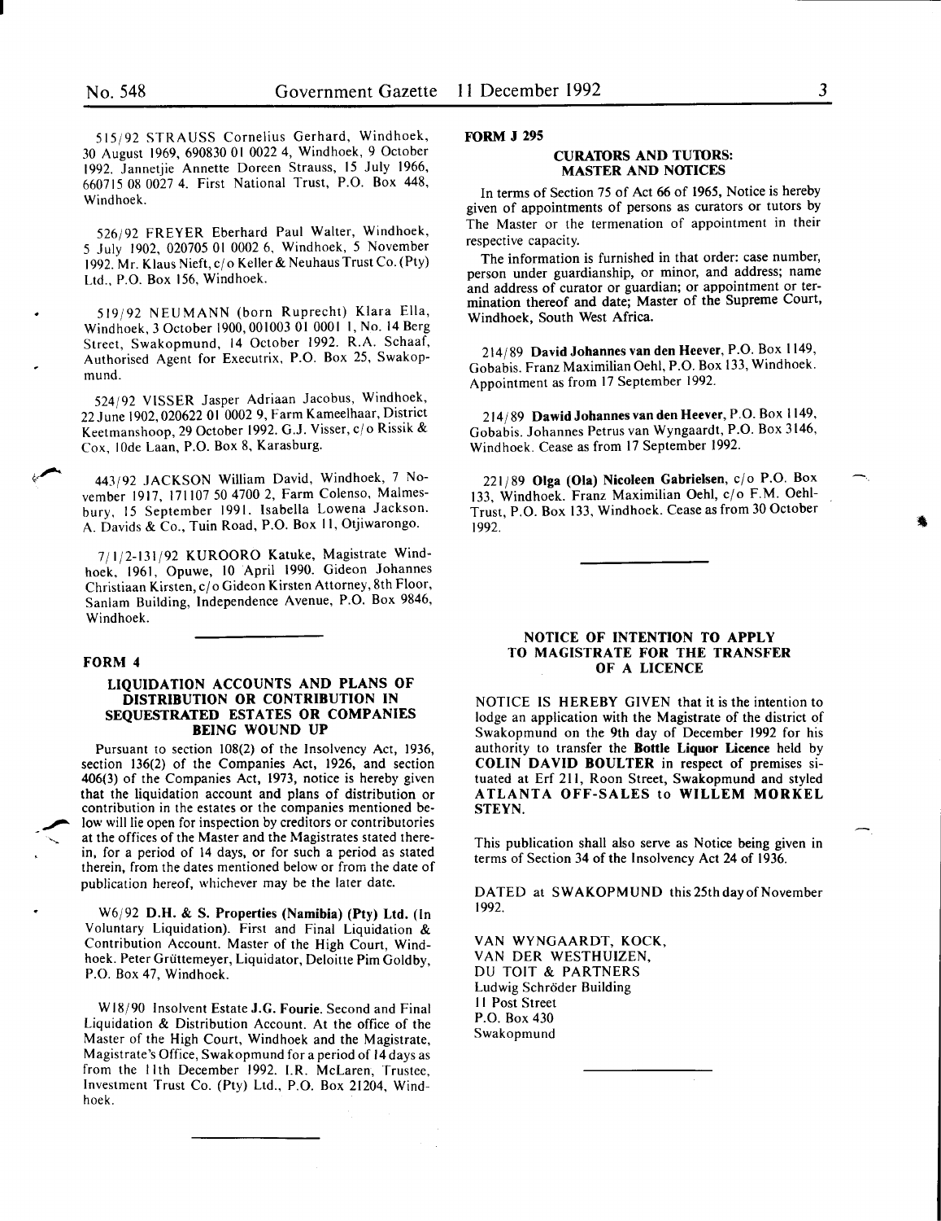515/92 STRAUSS Cornelius Gerhard, Windhoek, 30 August 1969, 690830 01 0022 4, Windhoek, 9 October 1992. Jannetjie Annette Doreen Strauss, 15 July 1966, 660715 08 0027 4. First National Trust, P.O. Box 448, Windhoek.

526/92 FREYER Eberhard Paul Walter, Windhoek, 5 July 1902, 020705 01 0002 6, Windhoek, 5 November 1992. Mr. Klaus Nieft, c/o Keller & Neuhaus Trust Co. (Pty) Ltd., P.O. Box 156, Windhoek.

519/92 NEUMANN (born Ruprecht) Klara Ella, Windhoek, 3 October 1900, 001003 01 0001 1, No. 14 Berg Street, Swakopmund, 14 October 1992. R.A. Schaaf, Authorised Agent for Executrix, P.O. Box 25, Swakopmund.

524/92 VISSER Jasper Adriaan Jacobus, Windhoek, 22 June 1902, 020622 01 0002 9, Farm Kameelhaar, District Keetmanshoop, 29 October 1992. G.J. Visser, c/o Rissik & Cox, 10de Laan, P.O. Box 8, Karasburg.

443/92 JACKSON William David, Windhoek, 7 November 1917, 171107 50 4700 2, Farm Colenso, Malmesbury, 15 September 1991. Isabella Lowena Jackson. A. Davids & Co., Tuin Road, P.O. Box 11, Otjiwarongo.

7/1/2-131/92 KUROORO Katuke, Magistrate Windhoek, 1961, Opuwe, 10 April 1990. Gideon Johannes Christiaan Kirsten, c/o Gideon Kirsten Attorney, 8th Floor, Sanlam Building, Independence Avenue, P.O. Box 9846, Windhoek.

**FORM 4**

### LIQUIDATION ACCOUNTS AND PLANS OF DISTRIBUTION OR CONTRIBUTION IN SEQUESTRATED ESTATES OR COMPANIES BEING WOUND UP

Pursuant to section 108(2) of the Insolvency Act, 1936, section 136(2) of the Companies Act, 1926, and section 406(3) of the Companies Act, 1973, notice is hereby given that the liquidation account and plans of distribution or contribution in the estates or the companies mentioned below will lie open for inspection by creditors or contributories at the offices of the Master and the Magistrates stated therein, for a period of 14 days, or for such a period as stated therein, from the dates mentioned below or from the date of publication hereof, whichever may be the later date.

W6/92 **D.H. & S. Properties (Namibia) (Pty) Ltd.** (In Voluntary Liquidation). First and Final Liquidation & Contribution Account. Master of the High Court, Windhoek. Peter Grüttemeyer, Liquidator, Deloitte Pim Goldby, P.O. Box 47, Windhoek.

W18/90 Insolvent Estate **J.G. Fourie**. Second and Final Liquidation & Distribution Account. At the office of the Master of the High Court, Windhoek and the Magistrate, Magistrate's Office, Swakopmund for a period of 14 days as from the 11th December 1992. I.R. McLaren, Trustee, Investment Trust Co. (Pty) Ltd., P.O. Box 21204, Windhoek.

**FORM J 295**

### CURATORS AND TUTORS: MASTER AND NOTICES

In terms of Section 75 of Act 66 of 1965, Notice is hereby given of appointments of persons as curators or tutors by The Master or the termenation of appointment in their respective capacity.

The information is furnished in that order: case number, person under guardianship, or minor, and address; name and address of curator or guardian; or appointment or termination thereof and date; Master of the Supreme Court, Windhoek, South West Africa.

214/89 **David Johannes van den Heever**, P.O. Box 1149, Gobabis. Franz Maximilian Oehl, P.O. Box 133, Windhoek. Appointment as from 17 September 1992.

214/89 **Dawid Johannes van den Heever**, P.O. Box 1149, Gobabis. Johannes Petrus van Wyngaardt, P.O. Box 3146, Windhoek. Cease as from 17 September 1992.

221/89 **Olga (Ola) Nicoleen Gabrielsen**, c/o P.O. Box 133, Windhoek. Franz Maximilian Oehl, c/o F.M. Oehl-Trust, P.O. Box 133, Windhoek. Cease as from 30 October 1992.

### NOTICE OF INTENTION TO APPLY TO MAGISTRATE FOR THE TRANSFER OF A LICENCE

NOTICE IS HEREBY GIVEN that it is the intention to lodge an application with the Magistrate of the district of Swakopmund on the 9th day of December 1992 for his authority to transfer the **Bottle Liquor Licence** held by **COLIN DAVID BOULTER** in respect of premises situated at Erf 211, Roon Street, Swakopmund and styled **ATLANTA OFF-SALES** to **WILLEM MORKEL STEYN.**

This publication shall also serve as Notice being given in terms of Section 34 of the Insolvency Act 24 of 1936.

DATED at SWAKOPMUND this 25th day of November 1992.

VAN WYNGAARDT, KOCK,
VAN DER WESTHUIZEN,
DU TOIT & PARTNERS
Ludwig Schröder Building
11 Post Street
P.O. Box 430
Swakopmund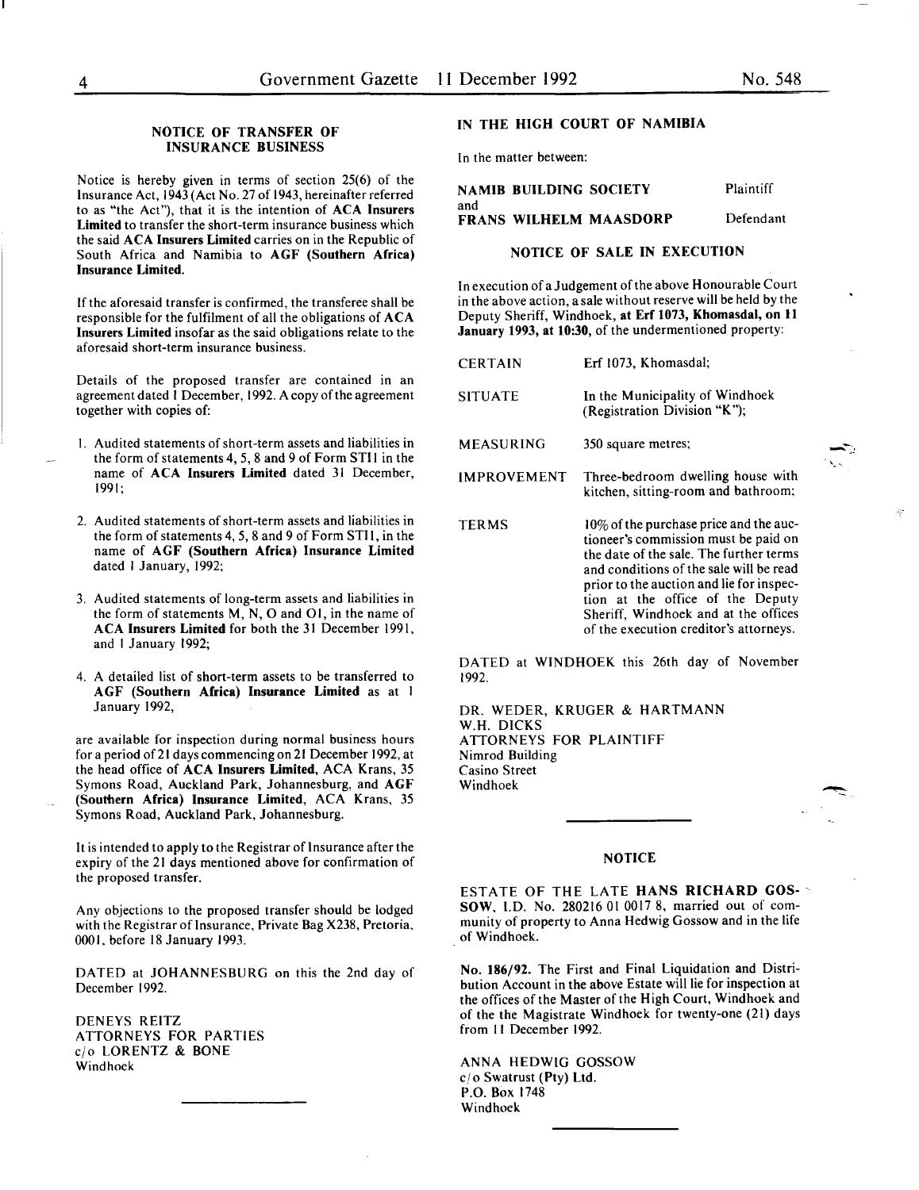## NOTICE OF TRANSFER OF INSURANCE BUSINESS

Notice is hereby given in terms of section 25(6) of the Insurance Act, 1943 (Act No. 27 of 1943, hereinafter referred to as "the Act"), that it is the intention of **ACA Insurers Limited** to transfer the short-term insurance business which the said **ACA Insurers Limited** carries on in the Republic of South Africa and Namibia to **AGF (Southern Africa) Insurance Limited.**

If the aforesaid transfer is confirmed, the transferee shall be responsible for the fulfilment of all the obligations of **ACA Insurers Limited** insofar as the said obligations relate to the aforesaid short-term insurance business.

Details of the proposed transfer are contained in an agreement dated 1 December, 1992. A copy of the agreement together with copies of:

1. Audited statements of short-term assets and liabilities in the form of statements 4, 5, 8 and 9 of Form STI1 in the name of **ACA Insurers Limited** dated 31 December, 1991;
2. Audited statements of short-term assets and liabilities in the form of statements 4, 5, 8 and 9 of Form STI1, in the name of **AGF (Southern Africa) Insurance Limited** dated 1 January, 1992;
3. Audited statements of long-term assets and liabilities in the form of statements M, N, O and O1, in the name of **ACA Insurers Limited** for both the 31 December 1991, and 1 January 1992;
4. A detailed list of short-term assets to be transferred to **AGF (Southern Africa) Insurance Limited** as at 1 January 1992,

are available for inspection during normal business hours for a period of 21 days commencing on 21 December 1992, at the head office of **ACA Insurers Limited**, ACA Krans, 35 Symons Road, Auckland Park, Johannesburg, and **AGF (Southern Africa) Insurance Limited**, ACA Krans, 35 Symons Road, Auckland Park, Johannesburg.

It is intended to apply to the Registrar of Insurance after the expiry of the 21 days mentioned above for confirmation of the proposed transfer.

Any objections to the proposed transfer should be lodged with the Registrar of Insurance, Private Bag X238, Pretoria, 0001, before 18 January 1993.

DATED at JOHANNESBURG on this the 2nd day of December 1992.

DENEYS REITZ
ATTORNEYS FOR PARTIES
c/o LORENTZ & BONE
Windhoek

---

### IN THE HIGH COURT OF NAMIBIA

In the matter between:

| | |
|---|---|
| **NAMIB BUILDING SOCIETY** | Plaintiff |
| and | |
| **FRANS WILHELM MAASDORP** | Defendant |

#### NOTICE OF SALE IN EXECUTION

In execution of a Judgement of the above Honourable Court in the above action, a sale without reserve will be held by the Deputy Sheriff, Windhoek, **at Erf 1073, Khomasdal, on 11 January 1993, at 10:30,** of the undermentioned property:

| | |
|---|---|
| CERTAIN | Erf 1073, Khomasdal; |
| SITUATE | In the Municipality of Windhoek (Registration Division "K"); |
| MEASURING | 350 square metres; |
| IMPROVEMENT | Three-bedroom dwelling house with kitchen, sitting-room and bathroom; |
| TERMS | 10% of the purchase price and the auctioneer's commission must be paid on the date of the sale. The further terms and conditions of the sale will be read prior to the auction and lie for inspection at the office of the Deputy Sheriff, Windhoek and at the offices of the execution creditor's attorneys. |

DATED at WINDHOEK this 26th day of November 1992.

DR. WEDER, KRUGER & HARTMANN
W.H. DICKS
ATTORNEYS FOR PLAINTIFF
Nimrod Building
Casino Street
Windhoek

---

#### NOTICE

ESTATE OF THE LATE **HANS RICHARD GOSSOW**, I.D. No. 280216 01 0017 8, married out of community of property to Anna Hedwig Gossow and in the life of Windhoek.

**No. 186/92.** The First and Final Liquidation and Distribution Account in the above Estate will lie for inspection at the offices of the Master of the High Court, Windhoek and of the the Magistrate Windhoek for twenty-one (21) days from 11 December 1992.

ANNA HEDWIG GOSSOW
c/o Swatrust (Pty) Ltd.
P.O. Box 1748
Windhoek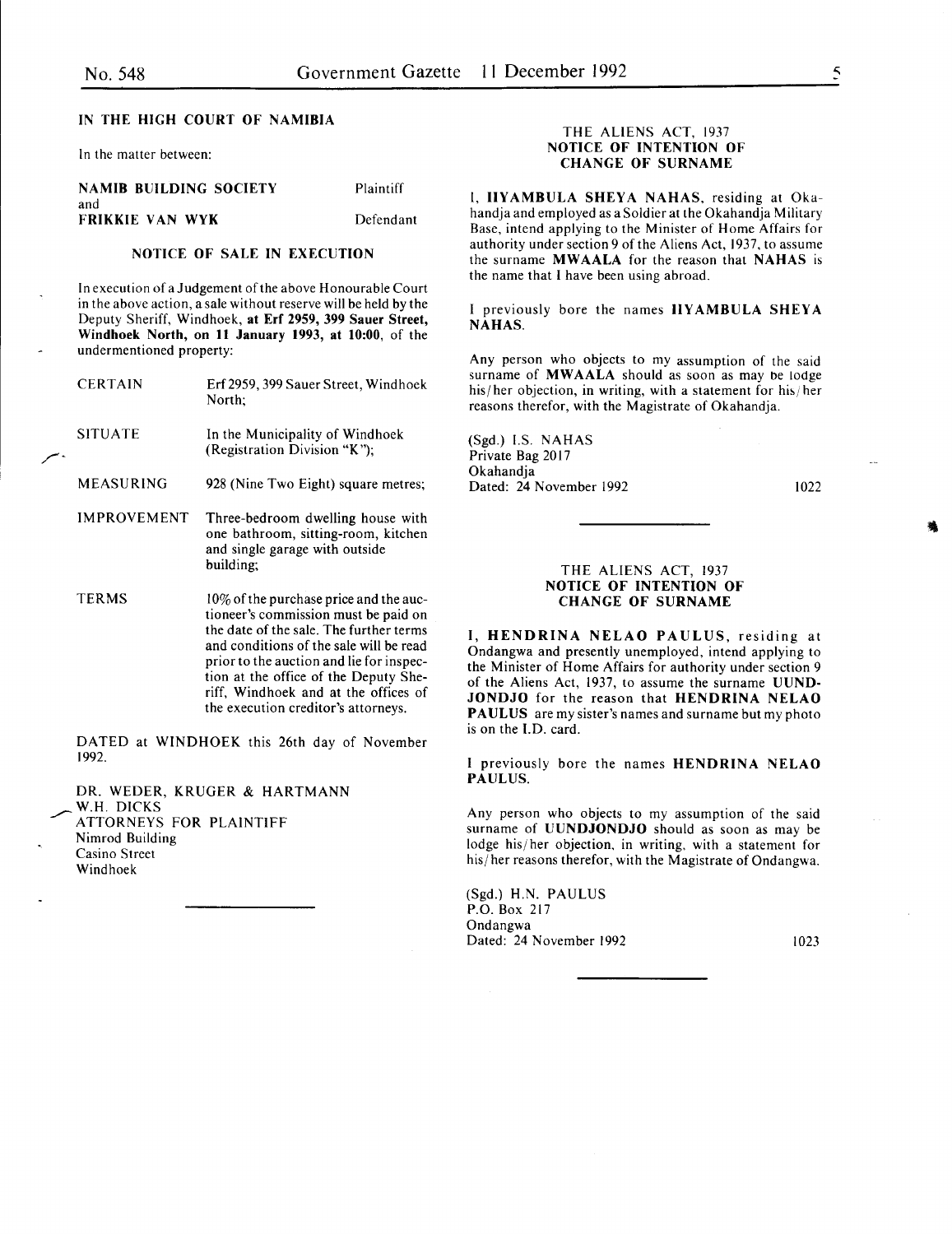## IN THE HIGH COURT OF NAMIBIA

In the matter between:

| | |
|---|---|
| **NAMIB BUILDING SOCIETY** | Plaintiff |
| and | |
| **FRIKKIE VAN WYK** | Defendant |

### NOTICE OF SALE IN EXECUTION

In execution of a Judgement of the above Honourable Court in the above action, a sale without reserve will be held by the Deputy Sheriff, Windhoek, **at Erf 2959, 399 Sauer Street, Windhoek North, on 11 January 1993, at 10:00**, of the undermentioned property:

| | |
|---|---|
| CERTAIN | Erf 2959, 399 Sauer Street, Windhoek North; |
| SITUATE | In the Municipality of Windhoek (Registration Division "K"); |
| MEASURING | 928 (Nine Two Eight) square metres; |
| IMPROVEMENT | Three-bedroom dwelling house with one bathroom, sitting-room, kitchen and single garage with outside building; |
| TERMS | 10% of the purchase price and the auctioneer's commission must be paid on the date of the sale. The further terms and conditions of the sale will be read prior to the auction and lie for inspection at the office of the Deputy Sheriff, Windhoek and at the offices of the execution creditor's attorneys. |

DATED at WINDHOEK this 26th day of November 1992.

DR. WEDER, KRUGER & HARTMANN
W.H. DICKS
ATTORNEYS FOR PLAINTIFF
Nimrod Building
Casino Street
Windhoek

---

THE ALIENS ACT, 1937
**NOTICE OF INTENTION OF CHANGE OF SURNAME**

I, **IIYAMBULA SHEYA NAHAS**, residing at Okahandja and employed as a Soldier at the Okahandja Military Base, intend applying to the Minister of Home Affairs for authority under section 9 of the Aliens Act, 1937, to assume the surname **MWAALA** for the reason that **NAHAS** is the name that I have been using abroad.

I previously bore the names **IIYAMBULA SHEYA NAHAS**.

Any person who objects to my assumption of the said surname of **MWAALA** should as soon as may be lodge his/her objection, in writing, with a statement for his/her reasons therefor, with the Magistrate of Okahandja.

(Sgd.) I.S. NAHAS
Private Bag 2017
Okahandja
Dated: 24 November 1992

1022

---

THE ALIENS ACT, 1937
**NOTICE OF INTENTION OF CHANGE OF SURNAME**

I, **HENDRINA NELAO PAULUS**, residing at Ondangwa and presently unemployed, intend applying to the Minister of Home Affairs for authority under section 9 of the Aliens Act, 1937, to assume the surname **UUNDJONDJO** for the reason that **HENDRINA NELAO PAULUS** are my sister's names and surname but my photo is on the I.D. card.

I previously bore the names **HENDRINA NELAO PAULUS**.

Any person who objects to my assumption of the said surname of **UUNDJONDJO** should as soon as may be lodge his/her objection, in writing, with a statement for his/her reasons therefor, with the Magistrate of Ondangwa.

(Sgd.) H.N. PAULUS
P.O. Box 217
Ondangwa
Dated: 24 November 1992

1023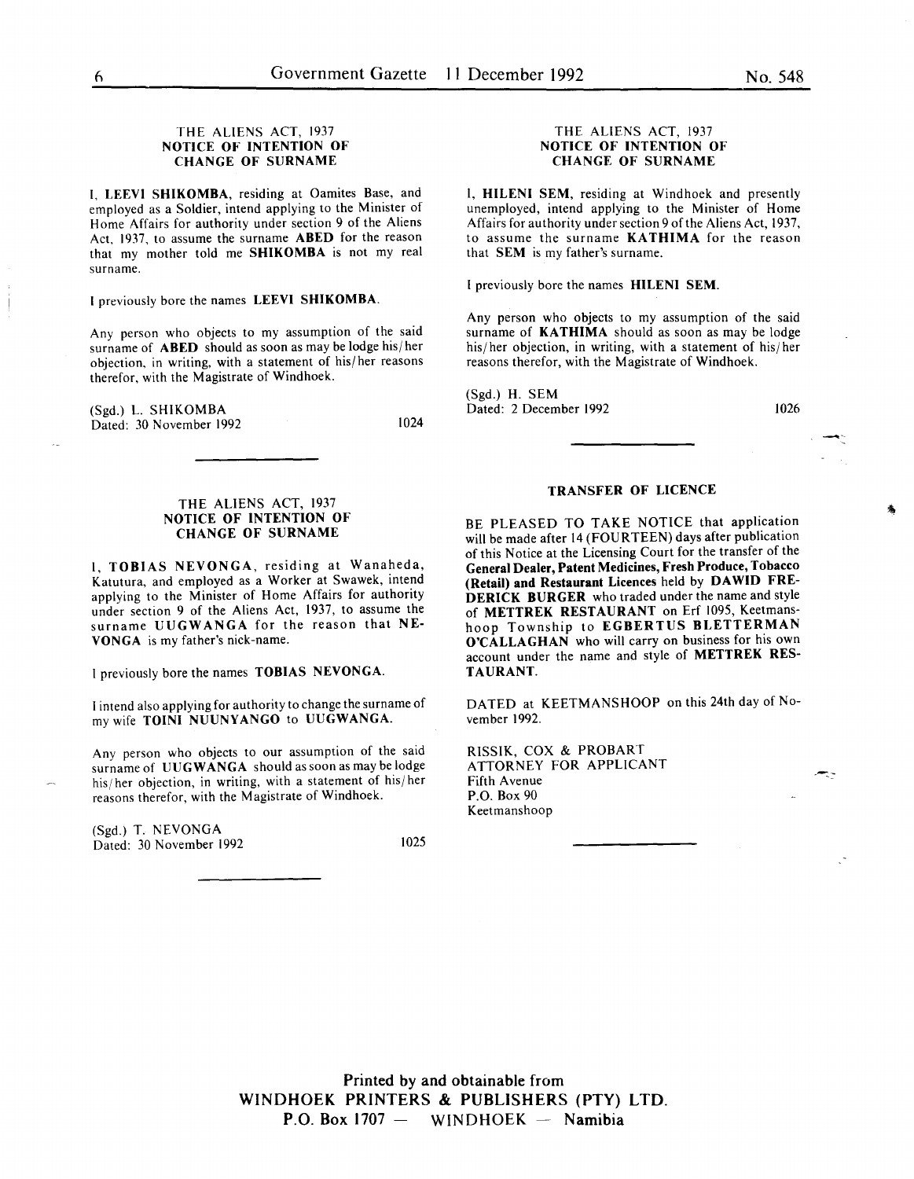### THE ALIENS ACT, 1937
### NOTICE OF INTENTION OF CHANGE OF SURNAME

I, **LEEVI SHIKOMBA**, residing at Oamites Base, and employed as a Soldier, intend applying to the Minister of Home Affairs for authority under section 9 of the Aliens Act, 1937, to assume the surname **ABED** for the reason that my mother told me **SHIKOMBA** is not my real surname.

I previously bore the names **LEEVI SHIKOMBA**.

Any person who objects to my assumption of the said surname of **ABED** should as soon as may be lodge his/her objection, in writing, with a statement of his/her reasons therefor, with the Magistrate of Windhoek.

(Sgd.) L. SHIKOMBA
Dated: 30 November 1992

1024

---

### THE ALIENS ACT, 1937
### NOTICE OF INTENTION OF CHANGE OF SURNAME

I, **TOBIAS NEVONGA**, residing at Wanaheda, Katutura, and employed as a Worker at Swawek, intend applying to the Minister of Home Affairs for authority under section 9 of the Aliens Act, 1937, to assume the surname **UUGWANGA** for the reason that **NEVONGA** is my father's nick-name.

I previously bore the names **TOBIAS NEVONGA**.

I intend also applying for authority to change the surname of my wife **TOINI NUUNYANGO** to **UUGWANGA**.

Any person who objects to our assumption of the said surname of **UUGWANGA** should as soon as may be lodge his/her objection, in writing, with a statement of his/her reasons therefor, with the Magistrate of Windhoek.

(Sgd.) T. NEVONGA
Dated: 30 November 1992

1025

---

### THE ALIENS ACT, 1937
### NOTICE OF INTENTION OF CHANGE OF SURNAME

I, **HILENI SEM**, residing at Windhoek and presently unemployed, intend applying to the Minister of Home Affairs for authority under section 9 of the Aliens Act, 1937, to assume the surname **KATHIMA** for the reason that **SEM** is my father's surname.

I previously bore the names **HILENI SEM**.

Any person who objects to my assumption of the said surname of **KATHIMA** should as soon as may be lodge his/her objection, in writing, with a statement of his/her reasons therefor, with the Magistrate of Windhoek.

(Sgd.) H. SEM
Dated: 2 December 1992

1026

---

### TRANSFER OF LICENCE

BE PLEASED TO TAKE NOTICE that application will be made after 14 (FOURTEEN) days after publication of this Notice at the Licensing Court for the transfer of the **General Dealer, Patent Medicines, Fresh Produce, Tobacco (Retail) and Restaurant Licences** held by **DAWID FREDERICK BURGER** who traded under the name and style of **METTREK RESTAURANT** on Erf 1095, Keetmanshoop Township to **EGBERTUS BLETTERMAN O'CALLAGHAN** who will carry on business for his own account under the name and style of **METTREK RESTAURANT**.

DATED at KEETMANSHOOP on this 24th day of November 1992.

RISSIK, COX & PROBART
ATTORNEY FOR APPLICANT
Fifth Avenue
P.O. Box 90
Keetmanshoop

---

**Printed by and obtainable from**
**WINDHOEK PRINTERS & PUBLISHERS (PTY) LTD.**
**P.O. Box 1707 — WINDHOEK — Namibia**